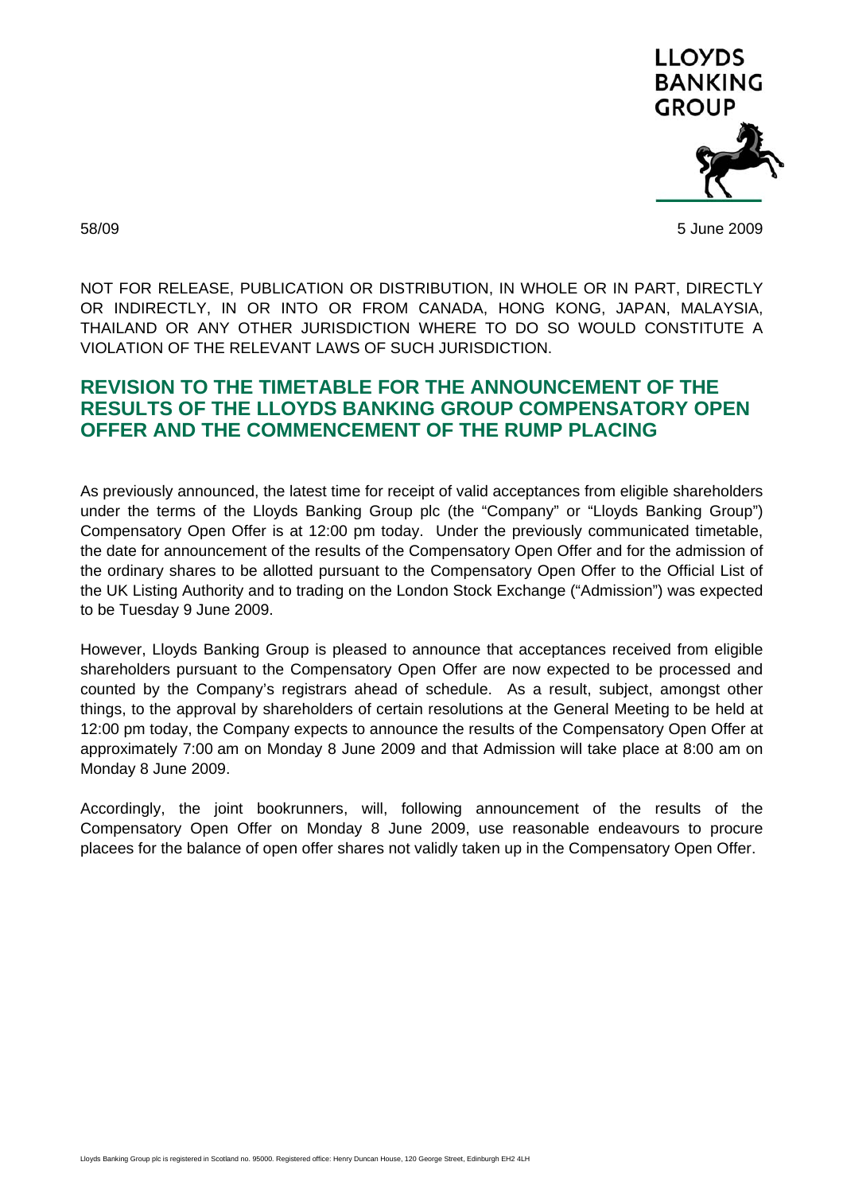LLOYDS BANKING GROUP

58/09

5 June 2009

NOT FOR RELEASE, PUBLICATION OR DISTRIBUTION, IN WHOLE OR IN PART, DIRECTLY OR INDIRECTLY, IN OR INTO OR FROM CANADA, HONG KONG, JAPAN, MALAYSIA, THAILAND OR ANY OTHER JURISDICTION WHERE TO DO SO WOULD CONSTITUTE A VIOLATION OF THE RELEVANT LAWS OF SUCH JURISDICTION.

## REVISION TO THE TIMETABLE FOR THE ANNOUNCEMENT OF THE RESULTS OF THE LLOYDS BANKING GROUP COMPENSATORY OPEN OFFER AND THE COMMENCEMENT OF THE RUMP PLACING

As previously announced, the latest time for receipt of valid acceptances from eligible shareholders under the terms of the Lloyds Banking Group plc (the "Company" or "Lloyds Banking Group") Compensatory Open Offer is at 12:00 pm today. Under the previously communicated timetable, the date for announcement of the results of the Compensatory Open Offer and for the admission of the ordinary shares to be allotted pursuant to the Compensatory Open Offer to the Official List of the UK Listing Authority and to trading on the London Stock Exchange ("Admission") was expected to be Tuesday 9 June 2009.

However, Lloyds Banking Group is pleased to announce that acceptances received from eligible shareholders pursuant to the Compensatory Open Offer are now expected to be processed and counted by the Company's registrars ahead of schedule. As a result, subject, amongst other things, to the approval by shareholders of certain resolutions at the General Meeting to be held at 12:00 pm today, the Company expects to announce the results of the Compensatory Open Offer at approximately 7:00 am on Monday 8 June 2009 and that Admission will take place at 8:00 am on Monday 8 June 2009.

Accordingly, the joint bookrunners, will, following announcement of the results of the Compensatory Open Offer on Monday 8 June 2009, use reasonable endeavours to procure placees for the balance of open offer shares not validly taken up in the Compensatory Open Offer.

Lloyds Banking Group plc is registered in Scotland no. 95000. Registered office: Henry Duncan House, 120 George Street, Edinburgh EH2 4LH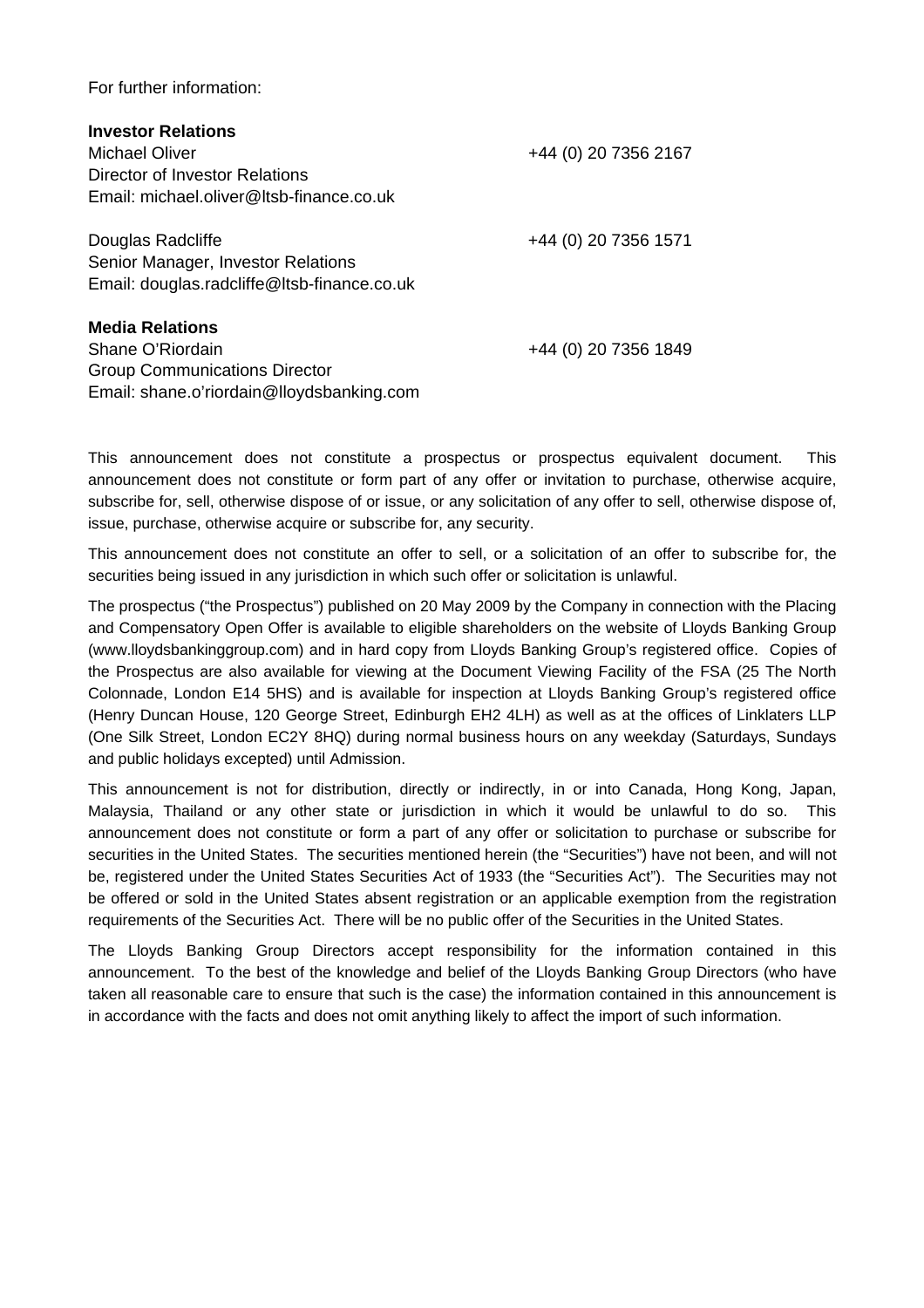For further information:

**Investor Relations**

Michael Oliver +44 (0) 20 7356 2167
Director of Investor Relations
Email: michael.oliver@ltsb-finance.co.uk

Douglas Radcliffe +44 (0) 20 7356 1571
Senior Manager, Investor Relations
Email: douglas.radcliffe@ltsb-finance.co.uk

**Media Relations**

Shane O'Riordain +44 (0) 20 7356 1849
Group Communications Director
Email: shane.o'riordain@lloydsbanking.com

This announcement does not constitute a prospectus or prospectus equivalent document. This announcement does not constitute or form part of any offer or invitation to purchase, otherwise acquire, subscribe for, sell, otherwise dispose of or issue, or any solicitation of any offer to sell, otherwise dispose of, issue, purchase, otherwise acquire or subscribe for, any security.

This announcement does not constitute an offer to sell, or a solicitation of an offer to subscribe for, the securities being issued in any jurisdiction in which such offer or solicitation is unlawful.

The prospectus ("the Prospectus") published on 20 May 2009 by the Company in connection with the Placing and Compensatory Open Offer is available to eligible shareholders on the website of Lloyds Banking Group (www.lloydsbankinggroup.com) and in hard copy from Lloyds Banking Group's registered office. Copies of the Prospectus are also available for viewing at the Document Viewing Facility of the FSA (25 The North Colonnade, London E14 5HS) and is available for inspection at Lloyds Banking Group's registered office (Henry Duncan House, 120 George Street, Edinburgh EH2 4LH) as well as at the offices of Linklaters LLP (One Silk Street, London EC2Y 8HQ) during normal business hours on any weekday (Saturdays, Sundays and public holidays excepted) until Admission.

This announcement is not for distribution, directly or indirectly, in or into Canada, Hong Kong, Japan, Malaysia, Thailand or any other state or jurisdiction in which it would be unlawful to do so. This announcement does not constitute or form a part of any offer or solicitation to purchase or subscribe for securities in the United States. The securities mentioned herein (the "Securities") have not been, and will not be, registered under the United States Securities Act of 1933 (the "Securities Act"). The Securities may not be offered or sold in the United States absent registration or an applicable exemption from the registration requirements of the Securities Act. There will be no public offer of the Securities in the United States.

The Lloyds Banking Group Directors accept responsibility for the information contained in this announcement. To the best of the knowledge and belief of the Lloyds Banking Group Directors (who have taken all reasonable care to ensure that such is the case) the information contained in this announcement is in accordance with the facts and does not omit anything likely to affect the import of such information.